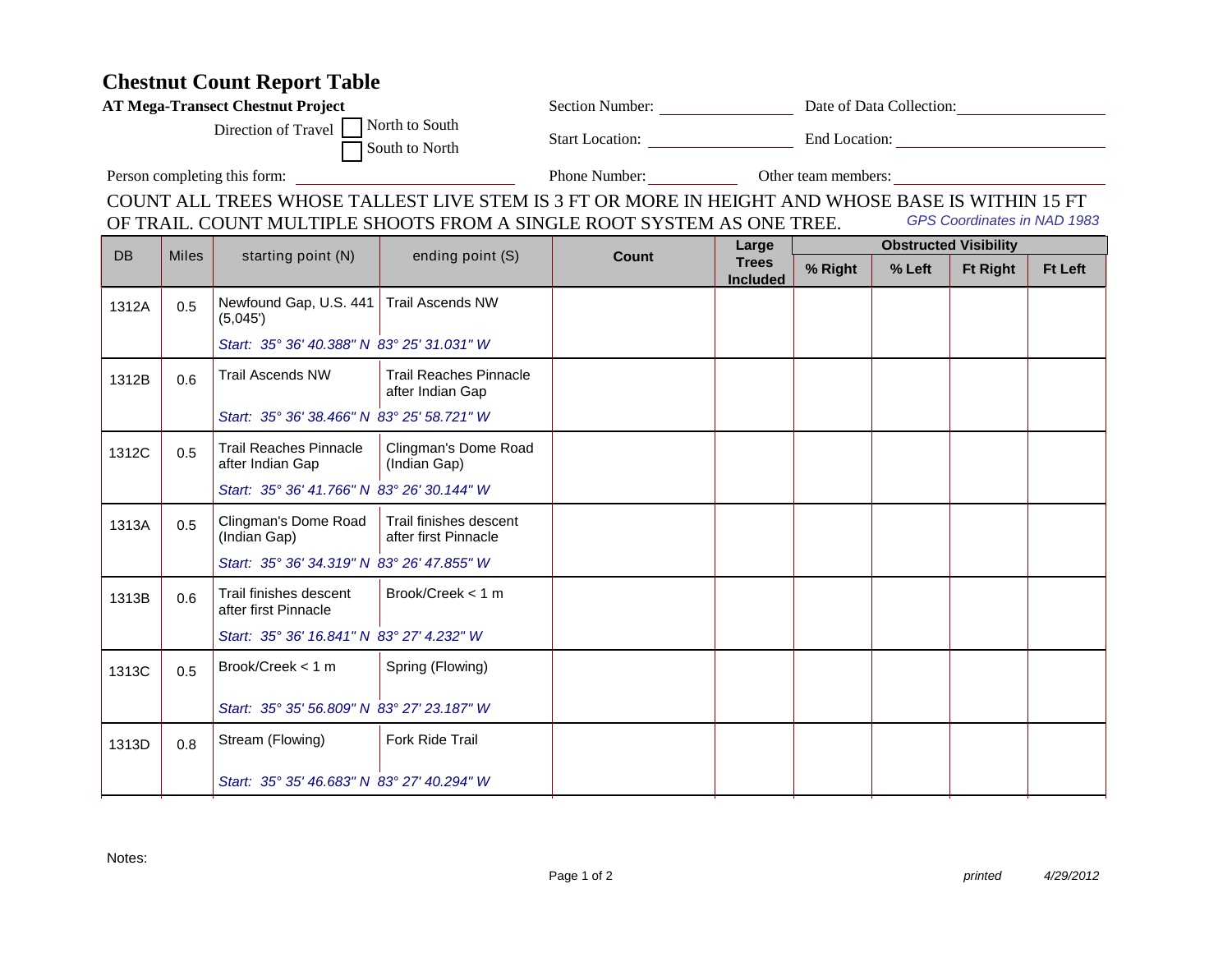# Chestnut Count Report Table

**AT Mega-Transect Chestnut Project**

Section Number: ______________ Date of Data Collection: ______________

Direction of Travel ☐ North to South ☐ South to North

Start Location: ______________ End Location: ______________

Person completing this form: ______________ Phone Number: ______________ Other team members: ______________

COUNT ALL TREES WHOSE TALLEST LIVE STEM IS 3 FT OR MORE IN HEIGHT AND WHOSE BASE IS WITHIN 15 FT OF TRAIL. COUNT MULTIPLE SHOOTS FROM A SINGLE ROOT SYSTEM AS ONE TREE.

*GPS Coordinates in NAD 1983*

| DB | Miles | starting point (N) | ending point (S) | Count | Large Trees Included | Obstructed Visibility | | | |
|---|---|---|---|---|---|---|---|---|---|
| | | | | | | % Right | % Left | Ft Right | Ft Left |
| 1312A | 0.5 | Newfound Gap, U.S. 441 (5,045') | Trail Ascends NW | | | | | | |
| | | *Start: 35° 36' 40.388" N 83° 25' 31.031" W* | | | | | | | |
| 1312B | 0.6 | Trail Ascends NW | Trail Reaches Pinnacle after Indian Gap | | | | | | |
| | | *Start: 35° 36' 38.466" N 83° 25' 58.721" W* | | | | | | | |
| 1312C | 0.5 | Trail Reaches Pinnacle after Indian Gap | Clingman's Dome Road (Indian Gap) | | | | | | |
| | | *Start: 35° 36' 41.766" N 83° 26' 30.144" W* | | | | | | | |
| 1313A | 0.5 | Clingman's Dome Road (Indian Gap) | Trail finishes descent after first Pinnacle | | | | | | |
| | | *Start: 35° 36' 34.319" N 83° 26' 47.855" W* | | | | | | | |
| 1313B | 0.6 | Trail finishes descent after first Pinnacle | Brook/Creek < 1 m | | | | | | |
| | | *Start: 35° 36' 16.841" N 83° 27' 4.232" W* | | | | | | | |
| 1313C | 0.5 | Brook/Creek < 1 m | Spring (Flowing) | | | | | | |
| | | *Start: 35° 35' 56.809" N 83° 27' 23.187" W* | | | | | | | |
| 1313D | 0.8 | Stream (Flowing) | Fork Ride Trail | | | | | | |
| | | *Start: 35° 35' 46.683" N 83° 27' 40.294" W* | | | | | | | |

Notes:

*printed 4/29/2012*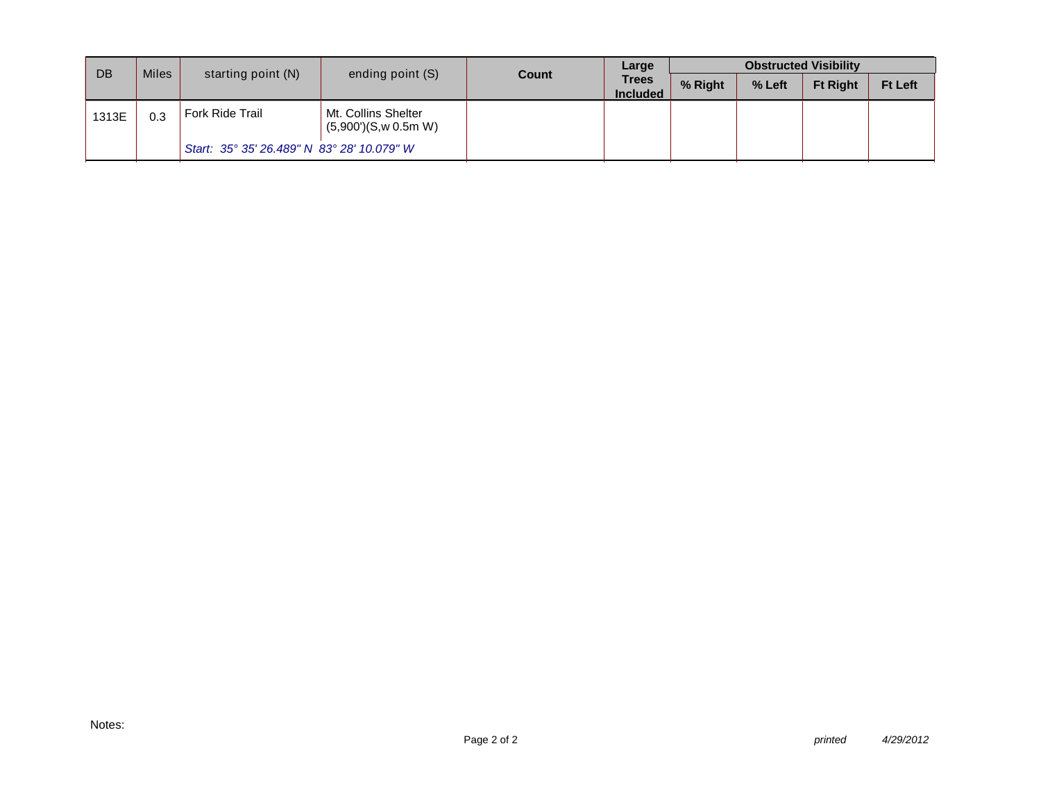| DB | Miles | starting point (N) | ending point (S) | Count | Large Trees Included | Obstructed Visibility | | | |
|---|---|---|---|---|---|---|---|---|---|
| | | | | | | % Right | % Left | Ft Right | Ft Left |
| 1313E | 0.3 | Fork Ride Trail | Mt. Collins Shelter (5,900')(S,w 0.5m W) | | | | | | |
| | | *Start: 35° 35' 26.489" N 83° 28' 10.079" W* | | | | | | | |

Notes:

*printed* *4/29/2012*